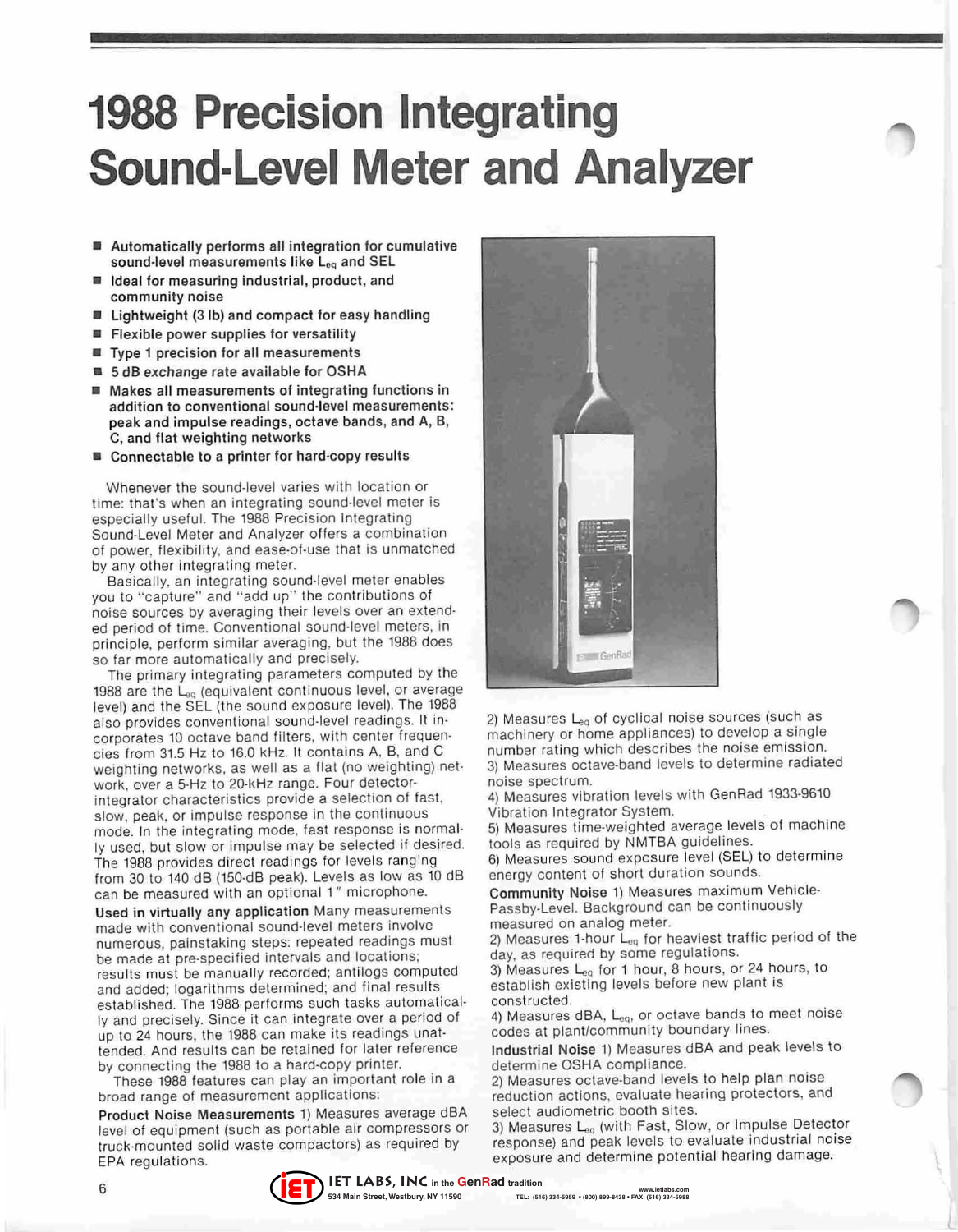# 1988 Precision Integrating Sound-Level Meter and Analyzer

- **Automatically performs all integration for cumulative sound-level measurements like $L_{eq}$ and SEL**
- **Ideal for measuring industrial, product, and community noise**
- **Lightweight (3 lb) and compact for easy handling**
- **Flexible power supplies for versatility**
- **Type 1 precision for all measurements**
- **5 dB *exchange* rate available for OSHA**
- **Makes all measurements of integrating functions in addition to conventional sound-level measurements: peak and impulse readings, octave bands, and A, B, C, and flat weighting networks**
- **Connectable to a printer for hard-copy results**

Whenever the sound-level varies with location or time: that's when an integrating sound-level meter is especially useful. The 1988 Precision Integrating Sound-Level Meter and Analyzer offers a combination of power, flexibility, and ease-of-use that is unmatched by any other integrating meter.

Basically, an integrating sound-level meter enables you to "capture" and "add up" the contributions of noise sources by averaging their levels over an extended period of time. Conventional sound-level meters, in principle, perform similar averaging, but the 1988 does so far more automatically and precisely.

The primary integrating parameters computed by the 1988 are the $L_{eq}$ (equivalent continuous level, or average level) and the SEL (the sound exposure level). The 1988 also provides conventional sound-level readings. It incorporates 10 octave band filters, with center frequencies from 31.5 Hz to 16.0 kHz. It contains A, B, and C weighting networks, as well as a flat (no weighting) network, over a 5-Hz to 20-kHz range. Four detector-integrator characteristics provide a selection of fast, slow, peak, or impulse response in the continuous mode. In the integrating mode, fast response is normally used, but slow or impulse may be selected if desired. The 1988 provides direct readings for levels ranging from 30 to 140 dB (150-dB peak). Levels as low as 10 dB can be measured with an optional 1" microphone.

**Used in virtually any application** Many measurements made with conventional sound-level meters involve numerous, painstaking steps: repeated readings must be made at pre-specified intervals and locations; results must be manually recorded; antilogs computed and added; logarithms determined; and final results established. The 1988 performs such tasks automatically and precisely. Since it can integrate over a period of up to 24 hours, the 1988 can make its readings unattended. And results can be retained for later reference by connecting the 1988 to a hard-copy printer.

These 1988 features can play an important role in a broad range of measurement applications:

**Product Noise Measurements** 1) Measures average dBA level of equipment (such as portable air compressors or truck-mounted solid waste compactors) as required by EPA regulations.
2) Measures $L_{eq}$ of cyclical noise sources (such as machinery or home appliances) to develop a single number rating which describes the noise emission.
3) Measures octave-band levels to determine radiated noise spectrum.
4) Measures vibration levels with GenRad 1933-9610 Vibration Integrator System.
5) Measures time-weighted average levels of machine tools as required by NMTBA guidelines.
6) Measures sound exposure level (SEL) to determine energy content of short duration sounds.

**Community Noise** 1) Measures maximum Vehicle-Passby-Level. Background can be continuously measured on analog meter.
2) Measures 1-hour $L_{eq}$ for heaviest traffic period of the day, as required by some regulations.
3) Measures $L_{eq}$ for 1 hour, 8 hours, or 24 hours, to establish existing levels before new plant is constructed.
4) Measures dBA, $L_{eq}$, or octave bands to meet noise codes at plant/community boundary lines.

**Industrial Noise** 1) Measures dBA and peak levels to determine OSHA compliance.
2) Measures octave-band levels to help plan noise reduction actions, evaluate hearing protectors, and select audiometric booth sites.
3) Measures $L_{eq}$ (with Fast, Slow, or Impulse Detector response) and peak levels to evaluate industrial noise exposure and determine potential hearing damage.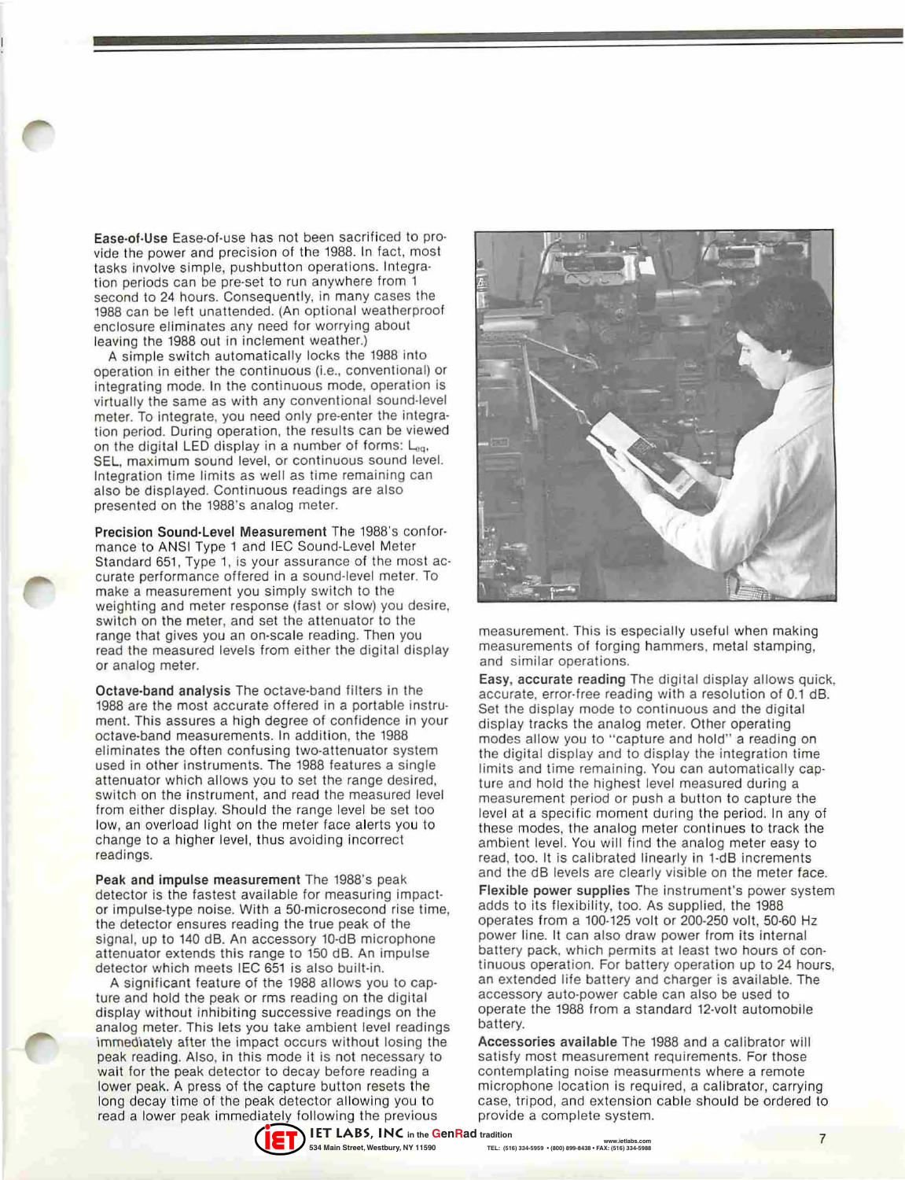**Ease-of-Use** Ease-of-use has not been sacrificed to provide the power and precision of the 1988. In fact, most tasks involve simple, pushbutton operations. Integration periods can be pre-set to run anywhere from 1 second to 24 hours. Consequently, in many cases the 1988 can be left unattended. (An optional weatherproof enclosure eliminates any need for worrying about leaving the 1988 out in inclement weather.)

A simple switch automatically locks the 1988 into operation in either the continuous (i.e., conventional) or integrating mode. In the continuous mode, operation is virtually the same as with any conventional sound-level meter. To integrate, you need only pre-enter the integration period. During operation, the results can be viewed on the digital LED display in a number of forms: $L_{eq}$, SEL, maximum sound level, or continuous sound level. Integration time limits as well as time remaining can also be displayed. Continuous readings are also presented on the 1988's analog meter.

**Precision Sound-Level Measurement** The 1988's conformance to ANSI Type 1 and IEC Sound-Level Meter Standard 651, Type 1, is your assurance of the most accurate performance offered in a sound-level meter. To make a measurement you simply switch to the weighting and meter response (fast or slow) you desire, switch on the meter, and set the attenuator to the range that gives you an on-scale reading. Then you read the measured levels from either the digital display or analog meter.

**Octave-band analysis** The octave-band filters in the 1988 are the most accurate offered in a portable instrument. This assures a high degree of confidence in your octave-band measurements. In addition, the 1988 eliminates the often confusing two-attenuator system used in other instruments. The 1988 features a single attenuator which allows you to set the range desired, switch on the instrument, and read the measured level from either display. Should the range level be set too low, an overload light on the meter face alerts you to change to a higher level, thus avoiding incorrect readings.

**Peak and impulse measurement** The 1988's peak detector is the fastest available for measuring impact- or impulse-type noise. With a 50-microsecond rise time, the detector ensures reading the true peak of the signal, up to 140 dB. An accessory 10-dB microphone attenuator extends this range to 150 dB. An impulse detector which meets IEC 651 is also built-in.

A significant feature of the 1988 allows you to capture and hold the peak or rms reading on the digital display without inhibiting successive readings on the analog meter. This lets you take ambient level readings immediately after the impact occurs without losing the peak reading. Also, in this mode it is not necessary to wait for the peak detector to decay before reading a lower peak. A press of the capture button resets the long decay time of the peak detector allowing you to read a lower peak immediately following the previous measurement. This is especially useful when making measurements of forging hammers, metal stamping, and similar operations.

**Easy, accurate reading** The digital display allows quick, accurate, error-free reading with a resolution of 0.1 dB. Set the display mode to continuous and the digital display tracks the analog meter. Other operating modes allow you to "capture and hold" a reading on the digital display and to display the integration time limits and time remaining. You can automatically capture and hold the highest level measured during a measurement period or push a button to capture the level at a specific moment during the period. In any of these modes, the analog meter continues to track the ambient level. You will find the analog meter easy to read, too. It is calibrated linearly in 1-dB increments and the dB levels are clearly visible on the meter face.

**Flexible power supplies** The instrument's power system adds to its flexibility, too. As supplied, the 1988 operates from a 100-125 volt or 200-250 volt, 50-60 Hz power line. It can also draw power from its internal battery pack, which permits at least two hours of continuous operation. For battery operation up to 24 hours, an extended life battery and charger is available. The accessory auto-power cable can also be used to operate the 1988 from a standard 12-volt automobile battery.

**Accessories available** The 1988 and a calibrator will satisfy most measurement requirements. For those contemplating noise measurments where a remote microphone location is required, a calibrator, carrying case, tripod, and extension cable should be ordered to provide a complete system.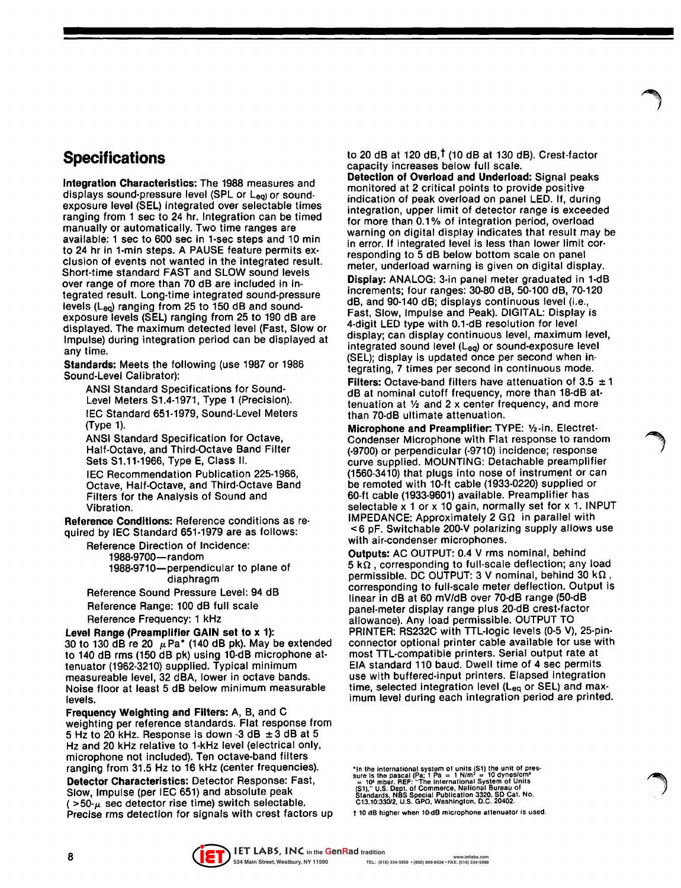## Specifications

**Integration Characteristics:** The 1988 measures and displays sound-pressure level (SPL or $L_{eq}$) or sound-exposure level (SEL) integrated over selectable times ranging from 1 sec to 24 hr. Integration can be timed manually or automatically. Two time ranges are available: 1 sec to 600 sec in 1-sec steps and 10 min to 24 hr in 1-min steps. A PAUSE feature permits exclusion of events not wanted in the integrated result. Short-time standard FAST and SLOW sound levels over range of more than 70 dB are included in integrated result. Long-time integrated sound-pressure levels ($L_{eq}$) ranging from 25 to 150 dB and sound-exposure levels (SEL) ranging from 25 to 190 dB are displayed. The maximum detected level (Fast, Slow or Impulse) during integration period can be displayed at any time.

**Standards:** Meets the following (use 1987 or 1986 Sound-Level Calibrator):

- ANSI Standard Specifications for Sound-Level Meters S1.4-1971, Type 1 (Precision).
- IEC Standard 651-1979, Sound-Level Meters (Type 1).
- ANSI Standard Specification for Octave, Half-Octave, and Third-Octave Band Filter Sets S1.11-1966, Type E, Class II.
- IEC Recommendation Publication 225-1966, Octave, Half-Octave, and Third-Octave Band Filters for the Analysis of Sound and Vibration.

**Reference Conditions:** Reference conditions as required by IEC Standard 651-1979 are as follows:

- Reference Direction of Incidence:
  - 1988-9700—random
  - 1988-9710—perpendicular to plane of diaphragm
- Reference Sound Pressure Level: 94 dB
- Reference Range: 100 dB full scale
- Reference Frequency: 1 kHz

**Level Range (Preamplifier GAIN set to x 1):** 30 to 130 dB re 20 $\mu$Pa* (140 dB pk). May be extended to 140 dB rms (150 dB pk) using 10-dB microphone attenuator (1962-3210) supplied. Typical minimum measureable level, 32 dBA, lower in octave bands. Noise floor at least 5 dB below minimum measurable levels.

**Frequency Weighting and Filters:** A, B, and C weighting per reference standards. Flat response from 5 Hz to 20 kHz. Response is down -3 dB ±3 dB at 5 Hz and 20 kHz relative to 1-kHz level (electrical only, microphone not included). Ten octave-band filters ranging from 31.5 Hz to 16 kHz (center frequencies).

**Detector Characteristics:** Detector Response: Fast, Slow, Impulse (per IEC 651) and absolute peak ( >50-$\mu$ sec detector rise time) switch selectable. Precise rms detection for signals with crest factors up to 20 dB at 120 dB,† (10 dB at 130 dB). Crest-factor capacity increases below full scale.

**Detection of Overload and Underload:** Signal peaks monitored at 2 critical points to provide positive indication of peak overload on panel LED. If, during integration, upper limit of detector range is exceeded for more than 0.1% of integration period, overload warning on digital display indicates that result may be in error. If integrated level is less than lower limit corresponding to 5 dB below bottom scale on panel meter, underload warning is given on digital display.

**Display:** ANALOG: 3-in panel meter graduated in 1-dB increments; four ranges: 30-80 dB, 50-100 dB, 70-120 dB, and 90-140 dB; displays continuous level (i.e., Fast, Slow, Impulse and Peak). DIGITAL: Display is 4-digit LED type with 0.1-dB resolution for level display; can display continuous level, maximum level, integrated sound level ($L_{eq}$) or sound-exposure level (SEL); display is updated once per second when integrating, 7 times per second in continuous mode.

**Filters:** Octave-band filters have attenuation of 3.5 ±1 dB at nominal cutoff frequency, more than 18-dB attenuation at ½ and 2 x center frequency, and more than 70-dB ultimate attenuation.

**Microphone and Preamplifier:** TYPE: ½-in. Electret-Condenser Microphone with Flat response to random (-9700) or perpendicular (-9710) incidence; response curve supplied. MOUNTING: Detachable preamplifier (1560-3410) that plugs into nose of instrument or can be remoted with 10-ft cable (1933-0220) supplied or 60-ft cable (1933-9601) available. Preamplifier has selectable x 1 or x 10 gain, normally set for x 1. INPUT IMPEDANCE: Approximately 2 GΩ in parallel with <6 pF. Switchable 200-V polarizing supply allows use with air-condenser microphones.

**Outputs:** AC OUTPUT: 0.4 V rms nominal, behind 5 kΩ, corresponding to full-scale deflection; any load permissible. DC OUTPUT: 3 V nominal, behind 30 kΩ, corresponding to full-scale meter deflection. Output is linear in dB at 60 mV/dB over 70-dB range (50-dB panel-meter display range plus 20-dB crest-factor allowance). Any load permissible. OUTPUT TO PRINTER: RS232C with TTL-logic levels (0-5 V), 25-pin-connector optional printer cable available for use with most TTL-compatible printers. Serial output rate at EIA standard 110 baud. Dwell time of 4 sec permits use with buffered-input printers. Elapsed integration time, selected integration level ($L_{eq}$ or SEL) and maximum level during each integration period are printed.

*In the international system of units (SI) the unit of pressure is the pascal (Pa; 1 Pa = 1 N/m² = 10 dynes/cm² = 10² mbar. REF: "The International System of Units (SI)," U.S. Dept. of Commerce, National Bureau of Standards, NBS Special Publication 3320, SD Cat. No. C13.10:330/2, U.S. GPO, Washington, D.C. 20402.

† 10 dB higher when 10-dB microphone attenuator is used.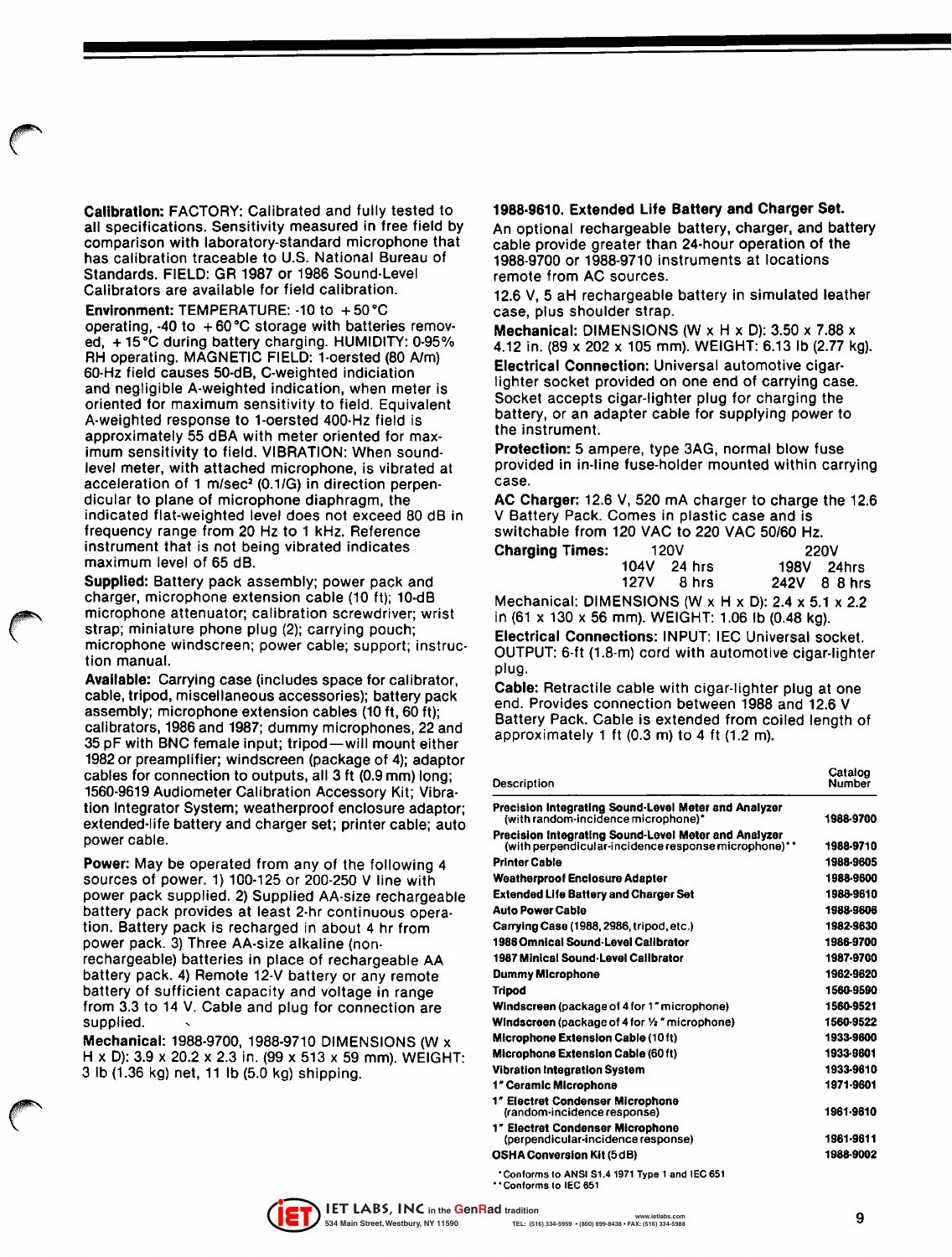**Calibration:** FACTORY: Calibrated and fully tested to all specifications. Sensitivity measured in free field by comparison with laboratory-standard microphone that has calibration traceable to U.S. National Bureau of Standards. FIELD: GR 1987 or 1986 Sound-Level Calibrators are available for field calibration.

**Environment:** TEMPERATURE: -10 to +50°C operating, -40 to +60°C storage with batteries removed, +15°C during battery charging. HUMIDITY: 0-95% RH operating. MAGNETIC FIELD: 1-oersted (80 A/m) 60-Hz field causes 50-dB, C-weighted indiciation and negligible A-weighted indication, when meter is oriented for maximum sensitivity to field. Equivalent A-weighted response to 1-oersted 400-Hz field is approximately 55 dBA with meter oriented for maximum sensitivity to field. VIBRATION: When sound-level meter, with attached microphone, is vibrated at acceleration of 1 m/sec² (0.1/G) in direction perpendicular to plane of microphone diaphragm, the indicated flat-weighted level does not exceed 80 dB in frequency range from 20 Hz to 1 kHz. Reference instrument that is not being vibrated indicates maximum level of 65 dB.

**Supplied:** Battery pack assembly; power pack and charger, microphone extension cable (10 ft); 10-dB microphone attenuator; calibration screwdriver; wrist strap; miniature phone plug (2); carrying pouch; microphone windscreen; power cable; support; instruction manual.

**Available:** Carrying case (includes space for calibrator, cable, tripod, miscellaneous accessories); battery pack assembly; microphone extension cables (10 ft, 60 ft); calibrators, 1986 and 1987; dummy microphones, 22 and 35 pF with BNC female input; tripod—will mount either 1982 or preamplifier; windscreen (package of 4); adaptor cables for connection to outputs, all 3 ft (0.9 mm) long; 1560-9619 Audiometer Calibration Accessory Kit; Vibration Integrator System; weatherproof enclosure adaptor; extended-life battery and charger set; printer cable; auto power cable.

**Power:** May be operated from any of the following 4 sources of power. 1) 100-125 or 200-250 V line with power pack supplied. 2) Supplied AA-size rechargeable battery pack provides at least 2-hr continuous operation. Battery pack is recharged in about 4 hr from power pack. 3) Three AA-size alkaline (non-rechargeable) batteries in place of rechargeable AA battery pack. 4) Remote 12-V battery or any remote battery of sufficient capacity and voltage in range from 3.3 to 14 V. Cable and plug for connection are supplied.

**Mechanical:** 1988-9700, 1988-9710 DIMENSIONS (W x H x D): 3.9 x 20.2 x 2.3 in. (99 x 513 x 59 mm). WEIGHT: 3 lb (1.36 kg) net, 11 lb (5.0 kg) shipping.

**1988-9610. Extended Life Battery and Charger Set.**

An optional rechargeable battery, charger, and battery cable provide greater than 24-hour operation of the 1988-9700 or 1988-9710 instruments at locations remote from AC sources.

12.6 V, 5 aH rechargeable battery in simulated leather case, plus shoulder strap.

**Mechanical:** DIMENSIONS (W x H x D): 3.50 x 7.88 x 4.12 in. (89 x 202 x 105 mm). WEIGHT: 6.13 lb (2.77 kg).

**Electrical Connection:** Universal automotive cigar-lighter socket provided on one end of carrying case. Socket accepts cigar-lighter plug for charging the battery, or an adapter cable for supplying power to the instrument.

**Protection:** 5 ampere, type 3AG, normal blow fuse provided in in-line fuse-holder mounted within carrying case.

**AC Charger:** 12.6 V, 520 mA charger to charge the 12.6 V Battery Pack. Comes in plastic case and is switchable from 120 VAC to 220 VAC 50/60 Hz.

**Charging Times:**

| 120V | | 220V | |
|---|---|---|---|
| 104V | 24 hrs | 198V | 24hrs |
| 127V | 8 hrs | 242V | 8 8 hrs |

Mechanical: DIMENSIONS (W x H x D): 2.4 x 5.1 x 2.2 in (61 x 130 x 56 mm). WEIGHT: 1.06 lb (0.48 kg).

**Electrical Connections:** INPUT: IEC Universal socket. OUTPUT: 6-ft (1.8-m) cord with automotive cigar-lighter plug.

**Cable:** Retractile cable with cigar-lighter plug at one end. Provides connection between 1988 and 12.6 V Battery Pack. Cable is extended from coiled length of approximately 1 ft (0.3 m) to 4 ft (1.2 m).

| Description | Catalog Number |
|---|---|
| **Precision Integrating Sound-Level Meter and Analyzer** (with random-incidence microphone)* | 1988-9700 |
| **Precision Integrating Sound-Level Meter and Analyzer** (with perpendicular-incidence response microphone)** | 1988-9710 |
| **Printer Cable** | 1988-9605 |
| **Weatherproof Enclosure Adapter** | 1988-9600 |
| **Extended Life Battery and Charger Set** | 1988-9610 |
| **Auto Power Cable** | 1988-9606 |
| **Carrying Case** (1988, 2986, tripod, etc.) | 1982-9630 |
| **1986 Omnical Sound-Level Calibrator** | 1986-9700 |
| **1987 Minical Sound-Level Calibrator** | 1987-9700 |
| **Dummy Microphone** | 1962-9620 |
| **Tripod** | 1560-9590 |
| **Windscreen** (package of 4 for 1" microphone) | 1560-9521 |
| **Windscreen** (package of 4 for ½" microphone) | 1560-9522 |
| **Microphone Extension Cable** (10 ft) | 1933-9600 |
| **Microphone Extension Cable** (60 ft) | 1933-9601 |
| **Vibration Integration System** | 1933-9610 |
| **1" Ceramic Microphone** | 1971-9601 |
| **1" Electret Condenser Microphone** (random-incidence response) | 1961-9610 |
| **1" Electret Condenser Microphone** (perpendicular-incidence response) | 1961-9611 |
| **OSHA Conversion Kit (5 dB)** | 1988-9002 |

*Conforms to ANSI S1.4 1971 Type 1 and IEC 651
**Conforms to IEC 651